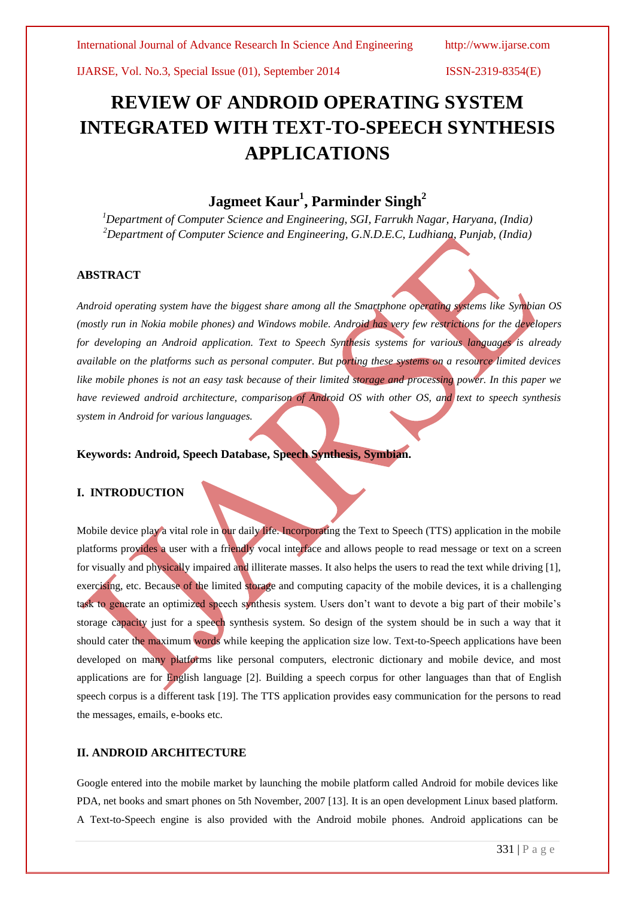# REVIEW OF ANDROID OPERATING SYSTEM INTEGRATED WITH TEXT-TO-SPEECH SYNTHESIS APPLICATIONS

## Jagmeet Kaur[1], Parminder Singh[2]

*[1]Department of Computer Science and Engineering, SGI, Farrukh Nagar, Haryana, (India)*
*[2]Department of Computer Science and Engineering, G.N.D.E.C, Ludhiana, Punjab, (India)*

### ABSTRACT

*Android operating system have the biggest share among all the Smartphone operating systems like Symbian OS (mostly run in Nokia mobile phones) and Windows mobile. Android has very few restrictions for the developers for developing an Android application. Text to Speech Synthesis systems for various languages is already available on the platforms such as personal computer. But porting these systems on a resource limited devices like mobile phones is not an easy task because of their limited storage and processing power. In this paper we have reviewed android architecture, comparison of Android OS with other OS, and text to speech synthesis system in Android for various languages.*

**Keywords: Android, Speech Database, Speech Synthesis, Symbian.**

### I. INTRODUCTION

Mobile device play a vital role in our daily life. Incorporating the Text to Speech (TTS) application in the mobile platforms provides a user with a friendly vocal interface and allows people to read message or text on a screen for visually and physically impaired and illiterate masses. It also helps the users to read the text while driving [1], exercising, etc. Because of the limited storage and computing capacity of the mobile devices, it is a challenging task to generate an optimized speech synthesis system. Users don't want to devote a big part of their mobile's storage capacity just for a speech synthesis system. So design of the system should be in such a way that it should cater the maximum words while keeping the application size low. Text-to-Speech applications have been developed on many platforms like personal computers, electronic dictionary and mobile device, and most applications are for English language [2]. Building a speech corpus for other languages than that of English speech corpus is a different task [19]. The TTS application provides easy communication for the persons to read the messages, emails, e-books etc.

### II. ANDROID ARCHITECTURE

Google entered into the mobile market by launching the mobile platform called Android for mobile devices like PDA, net books and smart phones on 5th November, 2007 [13]. It is an open development Linux based platform. A Text-to-Speech engine is also provided with the Android mobile phones. Android applications can be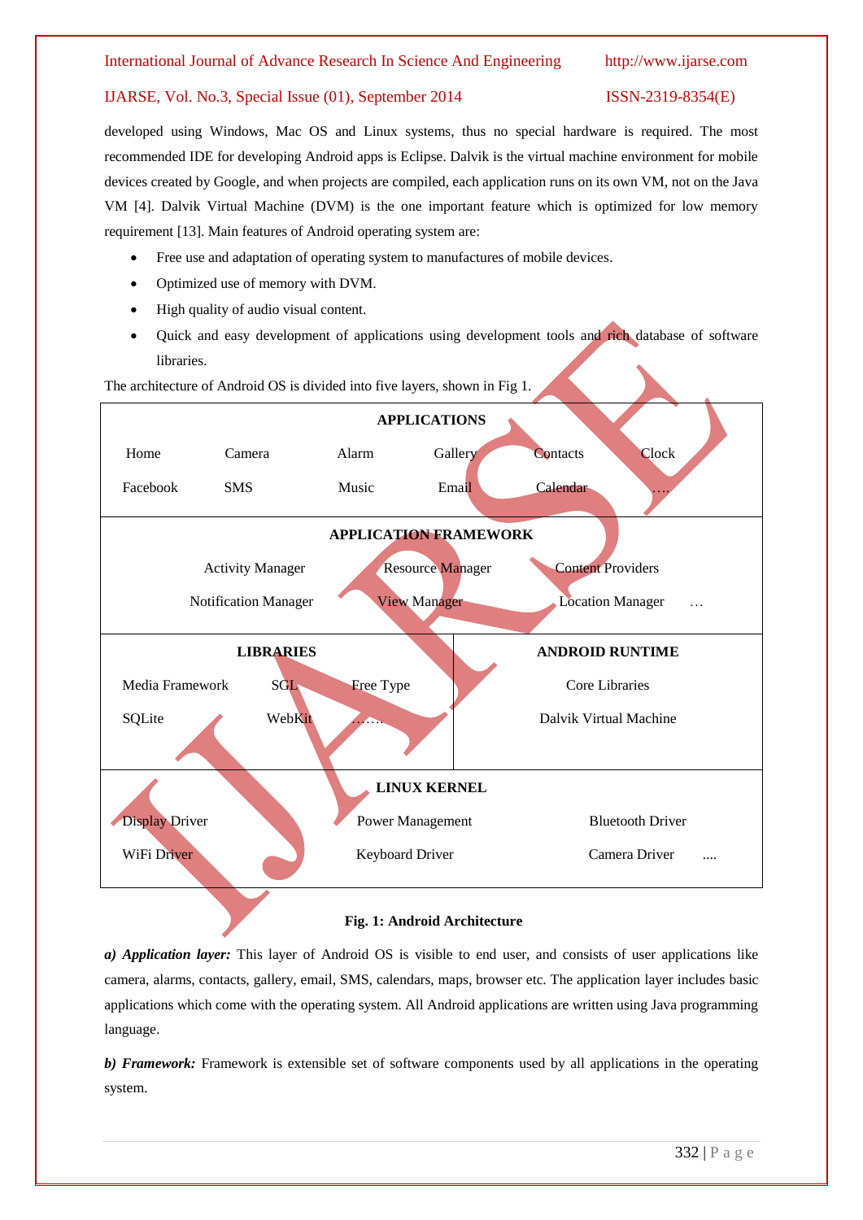developed using Windows, Mac OS and Linux systems, thus no special hardware is required. The most recommended IDE for developing Android apps is Eclipse. Dalvik is the virtual machine environment for mobile devices created by Google, and when projects are compiled, each application runs on its own VM, not on the Java VM [4]. Dalvik Virtual Machine (DVM) is the one important feature which is optimized for low memory requirement [13]. Main features of Android operating system are:

- Free use and adaptation of operating system to manufactures of mobile devices.
- Optimized use of memory with DVM.
- High quality of audio visual content.
- Quick and easy development of applications using development tools and rich database of software libraries.

The architecture of Android OS is divided into five layers, shown in Fig 1.

| APPLICATIONS | | | | | |
|---|---|---|---|---|---|
| Home | Camera | Alarm | Gallery | Contacts | Clock |
| Facebook | SMS | Music | Email | Calendar | …. |

| APPLICATION FRAMEWORK | | |
|---|---|---|
| Activity Manager | Resource Manager | Content Providers |
| Notification Manager | View Manager | Location Manager … |

| LIBRARIES | | | ANDROID RUNTIME |
|---|---|---|---|
| Media Framework | SGL | Free Type | Core Libraries |
| SQLite | WebKit | ……. | Dalvik Virtual Machine |

| LINUX KERNEL | | |
|---|---|---|
| Display Driver | Power Management | Bluetooth Driver |
| WiFi Driver | Keyboard Driver | Camera Driver .... |

**Fig. 1: Android Architecture**

***a) Application layer:*** This layer of Android OS is visible to end user, and consists of user applications like camera, alarms, contacts, gallery, email, SMS, calendars, maps, browser etc. The application layer includes basic applications which come with the operating system. All Android applications are written using Java programming language.

***b) Framework:*** Framework is extensible set of software components used by all applications in the operating system.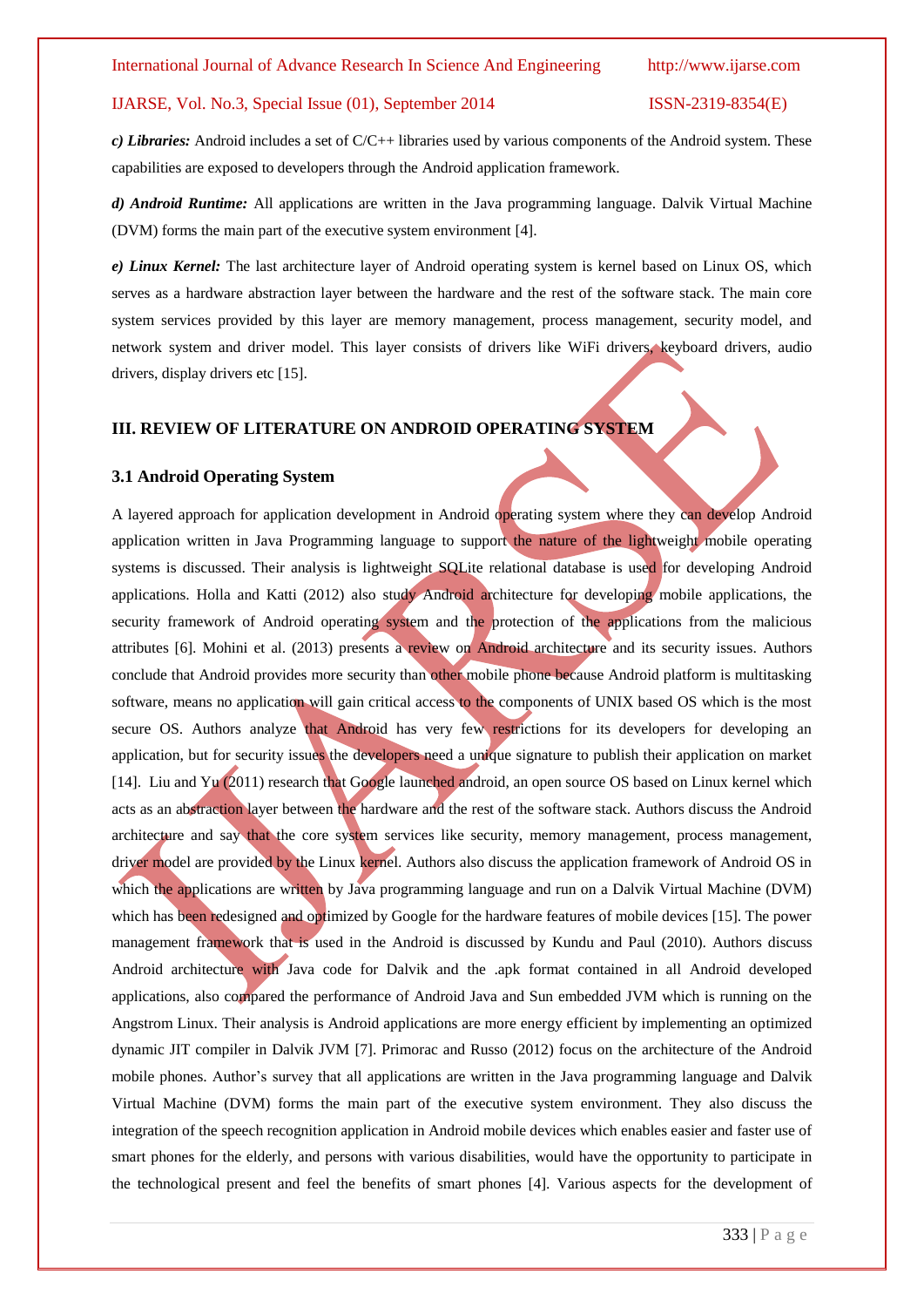***c) Libraries:*** Android includes a set of C/C++ libraries used by various components of the Android system. These capabilities are exposed to developers through the Android application framework.

***d) Android Runtime:*** All applications are written in the Java programming language. Dalvik Virtual Machine (DVM) forms the main part of the executive system environment [4].

***e) Linux Kernel:*** The last architecture layer of Android operating system is kernel based on Linux OS, which serves as a hardware abstraction layer between the hardware and the rest of the software stack. The main core system services provided by this layer are memory management, process management, security model, and network system and driver model. This layer consists of drivers like WiFi drivers, keyboard drivers, audio drivers, display drivers etc [15].

## III. REVIEW OF LITERATURE ON ANDROID OPERATING SYSTEM

### 3.1 Android Operating System

A layered approach for application development in Android operating system where they can develop Android application written in Java Programming language to support the nature of the lightweight mobile operating systems is discussed. Their analysis is lightweight SQLite relational database is used for developing Android applications. Holla and Katti (2012) also study Android architecture for developing mobile applications, the security framework of Android operating system and the protection of the applications from the malicious attributes [6]. Mohini et al. (2013) presents a review on Android architecture and its security issues. Authors conclude that Android provides more security than other mobile phone because Android platform is multitasking software, means no application will gain critical access to the components of UNIX based OS which is the most secure OS. Authors analyze that Android has very few restrictions for its developers for developing an application, but for security issues the developers need a unique signature to publish their application on market [14]. Liu and Yu (2011) research that Google launched android, an open source OS based on Linux kernel which acts as an abstraction layer between the hardware and the rest of the software stack. Authors discuss the Android architecture and say that the core system services like security, memory management, process management, driver model are provided by the Linux kernel. Authors also discuss the application framework of Android OS in which the applications are written by Java programming language and run on a Dalvik Virtual Machine (DVM) which has been redesigned and optimized by Google for the hardware features of mobile devices [15]. The power management framework that is used in the Android is discussed by Kundu and Paul (2010). Authors discuss Android architecture with Java code for Dalvik and the .apk format contained in all Android developed applications, also compared the performance of Android Java and Sun embedded JVM which is running on the Angstrom Linux. Their analysis is Android applications are more energy efficient by implementing an optimized dynamic JIT compiler in Dalvik JVM [7]. Primorac and Russo (2012) focus on the architecture of the Android mobile phones. Author's survey that all applications are written in the Java programming language and Dalvik Virtual Machine (DVM) forms the main part of the executive system environment. They also discuss the integration of the speech recognition application in Android mobile devices which enables easier and faster use of smart phones for the elderly, and persons with various disabilities, would have the opportunity to participate in the technological present and feel the benefits of smart phones [4]. Various aspects for the development of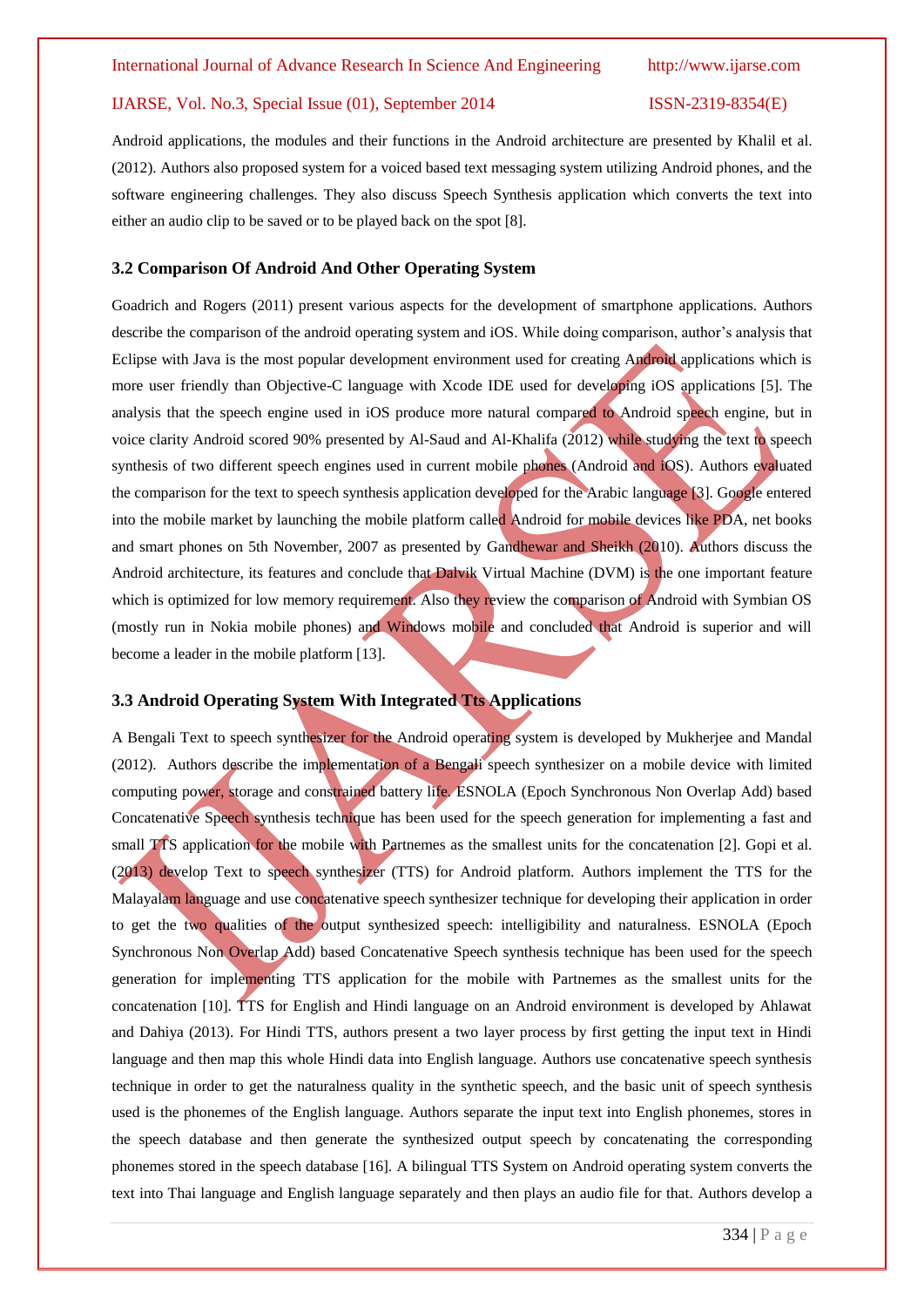Android applications, the modules and their functions in the Android architecture are presented by Khalil et al. (2012). Authors also proposed system for a voiced based text messaging system utilizing Android phones, and the software engineering challenges. They also discuss Speech Synthesis application which converts the text into either an audio clip to be saved or to be played back on the spot [8].

### 3.2 Comparison Of Android And Other Operating System

Goadrich and Rogers (2011) present various aspects for the development of smartphone applications. Authors describe the comparison of the android operating system and iOS. While doing comparison, author's analysis that Eclipse with Java is the most popular development environment used for creating Android applications which is more user friendly than Objective-C language with Xcode IDE used for developing iOS applications [5]. The analysis that the speech engine used in iOS produce more natural compared to Android speech engine, but in voice clarity Android scored 90% presented by Al-Saud and Al-Khalifa (2012) while studying the text to speech synthesis of two different speech engines used in current mobile phones (Android and iOS). Authors evaluated the comparison for the text to speech synthesis application developed for the Arabic language [3]. Google entered into the mobile market by launching the mobile platform called Android for mobile devices like PDA, net books and smart phones on 5th November, 2007 as presented by Gandhewar and Sheikh (2010). Authors discuss the Android architecture, its features and conclude that Dalvik Virtual Machine (DVM) is the one important feature which is optimized for low memory requirement. Also they review the comparison of Android with Symbian OS (mostly run in Nokia mobile phones) and Windows mobile and concluded that Android is superior and will become a leader in the mobile platform [13].

### 3.3 Android Operating System With Integrated Tts Applications

A Bengali Text to speech synthesizer for the Android operating system is developed by Mukherjee and Mandal (2012). Authors describe the implementation of a Bengali speech synthesizer on a mobile device with limited computing power, storage and constrained battery life. ESNOLA (Epoch Synchronous Non Overlap Add) based Concatenative Speech synthesis technique has been used for the speech generation for implementing a fast and small TTS application for the mobile with Partnemes as the smallest units for the concatenation [2]. Gopi et al. (2013) develop Text to speech synthesizer (TTS) for Android platform. Authors implement the TTS for the Malayalam language and use concatenative speech synthesizer technique for developing their application in order to get the two qualities of the output synthesized speech: intelligibility and naturalness. ESNOLA (Epoch Synchronous Non Overlap Add) based Concatenative Speech synthesis technique has been used for the speech generation for implementing TTS application for the mobile with Partnemes as the smallest units for the concatenation [10]. TTS for English and Hindi language on an Android environment is developed by Ahlawat and Dahiya (2013). For Hindi TTS, authors present a two layer process by first getting the input text in Hindi language and then map this whole Hindi data into English language. Authors use concatenative speech synthesis technique in order to get the naturalness quality in the synthetic speech, and the basic unit of speech synthesis used is the phonemes of the English language. Authors separate the input text into English phonemes, stores in the speech database and then generate the synthesized output speech by concatenating the corresponding phonemes stored in the speech database [16]. A bilingual TTS System on Android operating system converts the text into Thai language and English language separately and then plays an audio file for that. Authors develop a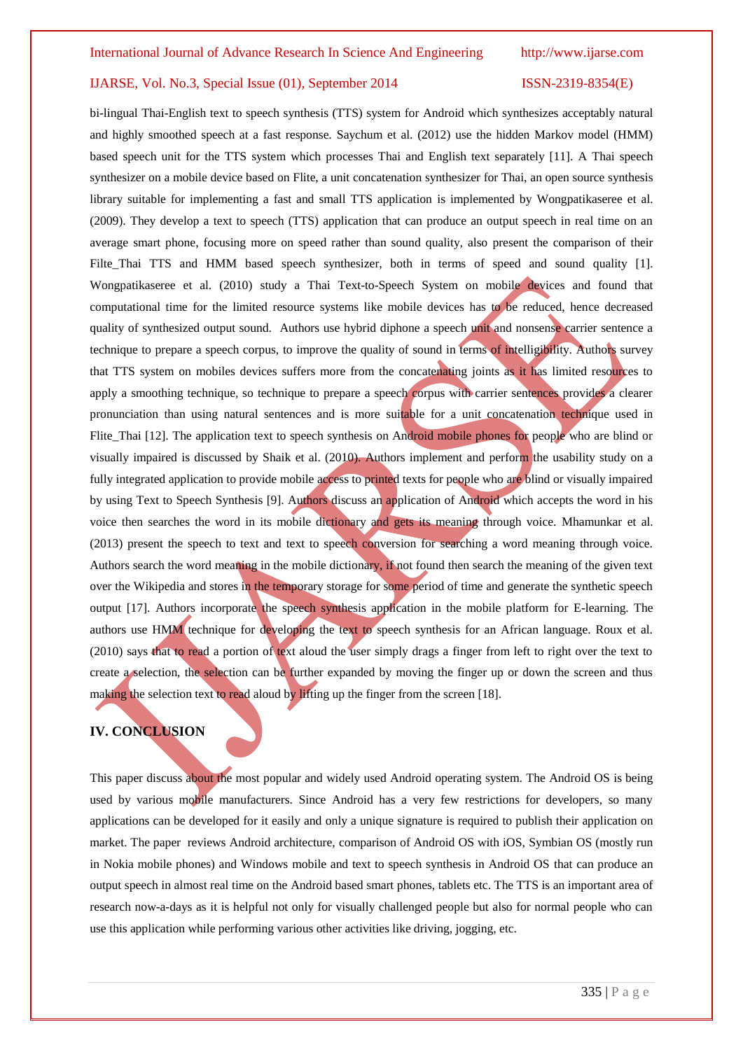bi-lingual Thai-English text to speech synthesis (TTS) system for Android which synthesizes acceptably natural and highly smoothed speech at a fast response. Saychum et al. (2012) use the hidden Markov model (HMM) based speech unit for the TTS system which processes Thai and English text separately [11]. A Thai speech synthesizer on a mobile device based on Flite, a unit concatenation synthesizer for Thai, an open source synthesis library suitable for implementing a fast and small TTS application is implemented by Wongpatikaseree et al. (2009). They develop a text to speech (TTS) application that can produce an output speech in real time on an average smart phone, focusing more on speed rather than sound quality, also present the comparison of their Filte_Thai TTS and HMM based speech synthesizer, both in terms of speed and sound quality [1]. Wongpatikaseree et al. (2010) study a Thai Text-to-Speech System on mobile devices and found that computational time for the limited resource systems like mobile devices has to be reduced, hence decreased quality of synthesized output sound. Authors use hybrid diphone a speech unit and nonsense carrier sentence a technique to prepare a speech corpus, to improve the quality of sound in terms of intelligibility. Authors survey that TTS system on mobiles devices suffers more from the concatenating joints as it has limited resources to apply a smoothing technique, so technique to prepare a speech corpus with carrier sentences provides a clearer pronunciation than using natural sentences and is more suitable for a unit concatenation technique used in Flite_Thai [12]. The application text to speech synthesis on Android mobile phones for people who are blind or visually impaired is discussed by Shaik et al. (2010). Authors implement and perform the usability study on a fully integrated application to provide mobile access to printed texts for people who are blind or visually impaired by using Text to Speech Synthesis [9]. Authors discuss an application of Android which accepts the word in his voice then searches the word in its mobile dictionary and gets its meaning through voice. Mhamunkar et al. (2013) present the speech to text and text to speech conversion for searching a word meaning through voice. Authors search the word meaning in the mobile dictionary, if not found then search the meaning of the given text over the Wikipedia and stores in the temporary storage for some period of time and generate the synthetic speech output [17]. Authors incorporate the speech synthesis application in the mobile platform for E-learning. The authors use HMM technique for developing the text to speech synthesis for an African language. Roux et al. (2010) says that to read a portion of text aloud the user simply drags a finger from left to right over the text to create a selection, the selection can be further expanded by moving the finger up or down the screen and thus making the selection text to read aloud by lifting up the finger from the screen [18].

## IV. CONCLUSION

This paper discuss about the most popular and widely used Android operating system. The Android OS is being used by various mobile manufacturers. Since Android has a very few restrictions for developers, so many applications can be developed for it easily and only a unique signature is required to publish their application on market. The paper reviews Android architecture, comparison of Android OS with iOS, Symbian OS (mostly run in Nokia mobile phones) and Windows mobile and text to speech synthesis in Android OS that can produce an output speech in almost real time on the Android based smart phones, tablets etc. The TTS is an important area of research now-a-days as it is helpful not only for visually challenged people but also for normal people who can use this application while performing various other activities like driving, jogging, etc.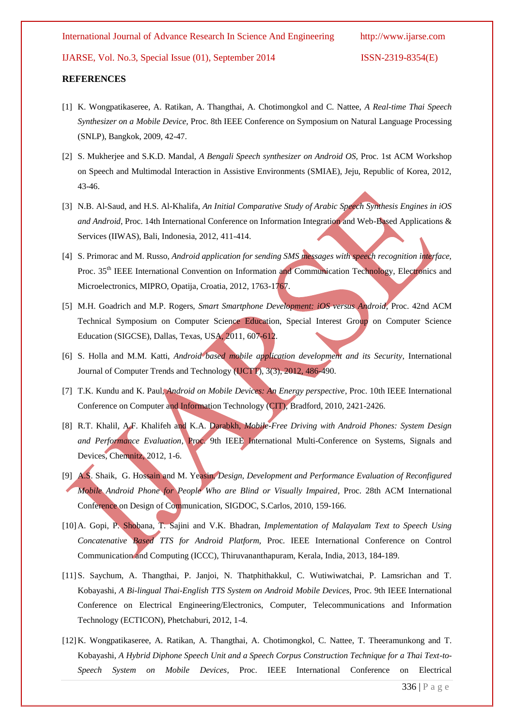**REFERENCES**

[1] K. Wongpatikaseree, A. Ratikan, A. Thangthai, A. Chotimongkol and C. Nattee, *A Real-time Thai Speech Synthesizer on a Mobile Device,* Proc. 8th IEEE Conference on Symposium on Natural Language Processing (SNLP), Bangkok, 2009, 42-47.

[2] S. Mukherjee and S.K.D. Mandal, *A Bengali Speech synthesizer on Android OS,* Proc. 1st ACM Workshop on Speech and Multimodal Interaction in Assistive Environments (SMIAE), Jeju, Republic of Korea, 2012, 43-46.

[3] N.B. Al-Saud, and H.S. Al-Khalifa, *An Initial Comparative Study of Arabic Speech Synthesis Engines in iOS and Android*, Proc. 14th International Conference on Information Integration and Web-Based Applications & Services (IIWAS), Bali, Indonesia, 2012, 411-414.

[4] S. Primorac and M. Russo, *Android application for sending SMS messages with speech recognition interface,* Proc. 35th IEEE International Convention on Information and Communication Technology, Electronics and Microelectronics, MIPRO, Opatija, Croatia, 2012, 1763-1767.

[5] M.H. Goadrich and M.P. Rogers, *Smart Smartphone Development: iOS versus Android*, Proc. 42nd ACM Technical Symposium on Computer Science Education, Special Interest Group on Computer Science Education (SIGCSE), Dallas, Texas, USA, 2011, 607-612.

[6] S. Holla and M.M. Katti, *Android based mobile application development and its Security*, International Journal of Computer Trends and Technology (IJCTT), 3(3), 2012, 486-490.

[7] T.K. Kundu and K. Paul, *Android on Mobile Devices: An Energy perspective*, Proc. 10th IEEE International Conference on Computer and Information Technology (CIT), Bradford, 2010, 2421-2426.

[8] R.T. Khalil, A.F. Khalifeh and K.A. Darabkh, *Mobile-Free Driving with Android Phones: System Design and Performance Evaluation*, Proc. 9th IEEE International Multi-Conference on Systems, Signals and Devices, Chemnitz, 2012, 1-6.

[9] A.S. Shaik, G. Hossain and M. Yeasin, *Design, Development and Performance Evaluation of Reconfigured Mobile Android Phone for People Who are Blind or Visually Impaired*, Proc. 28th ACM International Conference on Design of Communication, SIGDOC, S.Carlos, 2010, 159-166.

[10] A. Gopi, P. Shobana, T. Sajini and V.K. Bhadran, *Implementation of Malayalam Text to Speech Using Concatenative Based TTS for Android Platform*, Proc. IEEE International Conference on Control Communication and Computing (ICCC), Thiruvananthapuram, Kerala, India, 2013, 184-189.

[11] S. Saychum, A. Thangthai, P. Janjoi, N. Thatphithakkul, C. Wutiwiwatchai, P. Lamsrichan and T. Kobayashi, *A Bi-lingual Thai-English TTS System on Android Mobile Devices*, Proc. 9th IEEE International Conference on Electrical Engineering/Electronics, Computer, Telecommunications and Information Technology (ECTICON), Phetchaburi, 2012, 1-4.

[12] K. Wongpatikaseree, A. Ratikan, A. Thangthai, A. Chotimongkol, C. Nattee, T. Theeramunkong and T. Kobayashi, *A Hybrid Diphone Speech Unit and a Speech Corpus Construction Technique for a Thai Text-to-Speech System on Mobile Devices*, Proc. IEEE International Conference on Electrical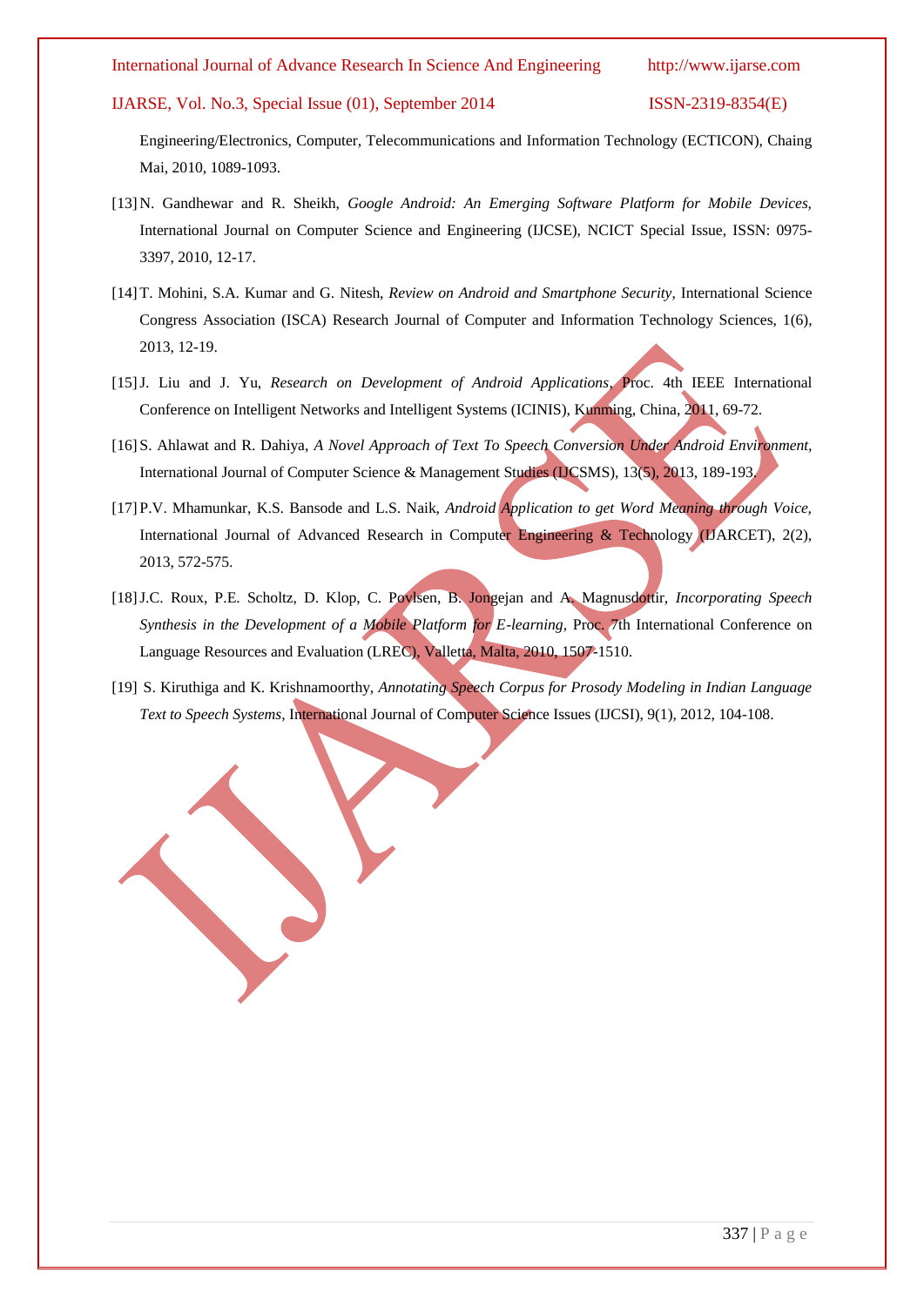Engineering/Electronics, Computer, Telecommunications and Information Technology (ECTICON), Chaing Mai, 2010, 1089-1093.

[13] N. Gandhewar and R. Sheikh, *Google Android: An Emerging Software Platform for Mobile Devices*, International Journal on Computer Science and Engineering (IJCSE), NCICT Special Issue, ISSN: 0975-3397, 2010, 12-17.

[14] T. Mohini, S.A. Kumar and G. Nitesh, *Review on Android and Smartphone Security*, International Science Congress Association (ISCA) Research Journal of Computer and Information Technology Sciences, 1(6), 2013, 12-19.

[15] J. Liu and J. Yu, *Research on Development of Android Applications*, Proc. 4th IEEE International Conference on Intelligent Networks and Intelligent Systems (ICINIS), Kunming, China, 2011, 69-72.

[16] S. Ahlawat and R. Dahiya, *A Novel Approach of Text To Speech Conversion Under Android Environment*, International Journal of Computer Science & Management Studies (IJCSMS), 13(5), 2013, 189-193.

[17] P.V. Mhamunkar, K.S. Bansode and L.S. Naik, *Android Application to get Word Meaning through Voice*, International Journal of Advanced Research in Computer Engineering & Technology (IJARCET), 2(2), 2013, 572-575.

[18] J.C. Roux, P.E. Scholtz, D. Klop, C. Povlsen, B. Jongejan and A. Magnusdottir, *Incorporating Speech Synthesis in the Development of a Mobile Platform for E-learning*, Proc. 7th International Conference on Language Resources and Evaluation (LREC), Valletta, Malta, 2010, 1507-1510.

[19] S. Kiruthiga and K. Krishnamoorthy, *Annotating Speech Corpus for Prosody Modeling in Indian Language Text to Speech Systems*, International Journal of Computer Science Issues (IJCSI), 9(1), 2012, 104-108.